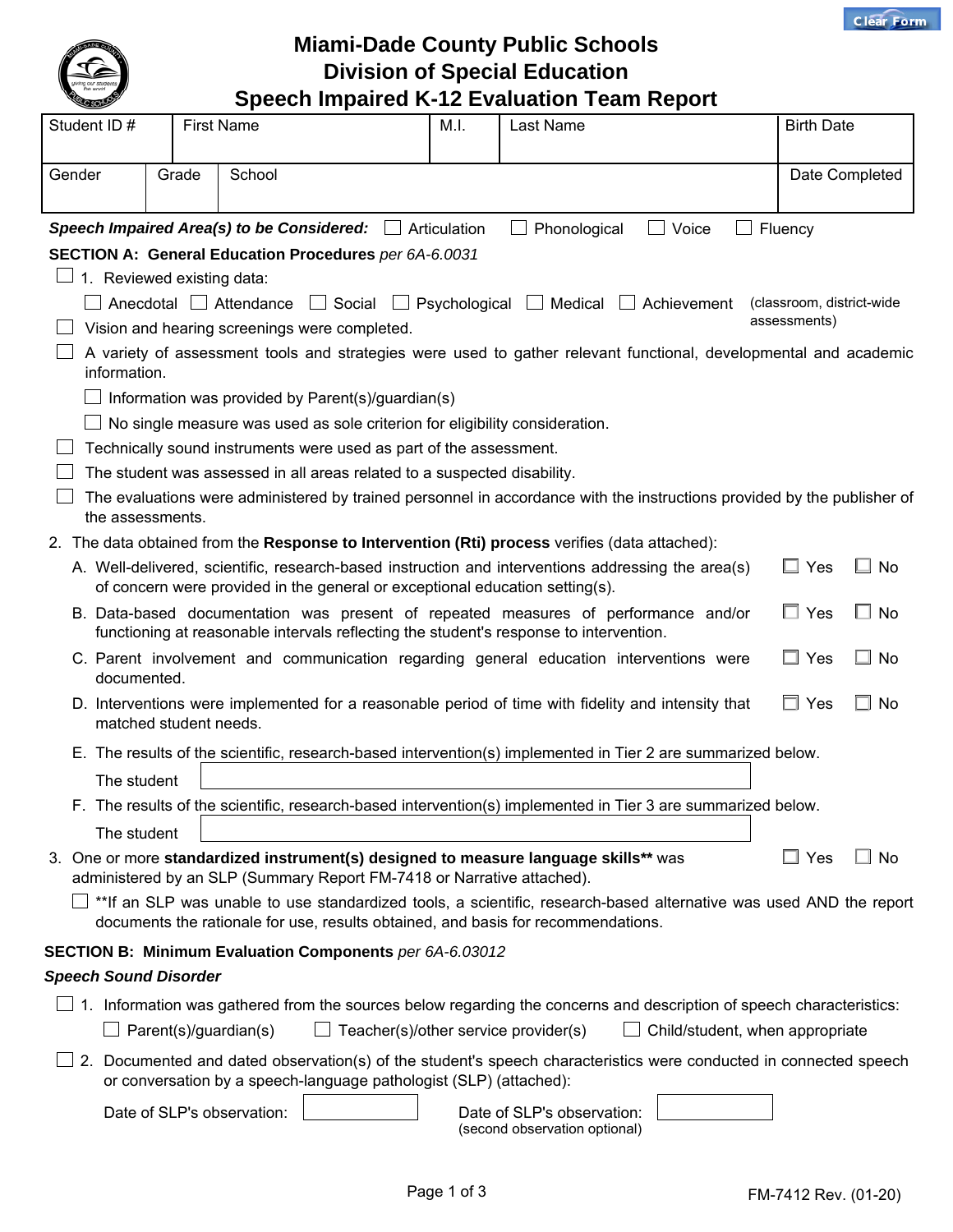# Miami-Dade County Public Schools
## Division of Special Education
## Speech Impaired K-12 Evaluation Team Report

| Student ID # | First Name | M.I. | Last Name | Birth Date |
|---|---|---|---|---|
| | | | | |

| Gender | Grade | School | Date Completed |
|---|---|---|---|
| | | | |

***Speech Impaired Area(s) to be Considered:*** ☐ Articulation ☐ Phonological ☐ Voice ☐ Fluency

**SECTION A: General Education Procedures** *per 6A-6.0031*

☐ 1. Reviewed existing data:

☐ Anecdotal ☐ Attendance ☐ Social ☐ Psychological ☐ Medical ☐ Achievement (classroom, district-wide assessments)

☐ Vision and hearing screenings were completed.

☐ A variety of assessment tools and strategies were used to gather relevant functional, developmental and academic information.

☐ Information was provided by Parent(s)/guardian(s)

☐ No single measure was used as sole criterion for eligibility consideration.

☐ Technically sound instruments were used as part of the assessment.

☐ The student was assessed in all areas related to a suspected disability.

☐ The evaluations were administered by trained personnel in accordance with the instructions provided by the publisher of the assessments.

2. The data obtained from the **Response to Intervention (Rti) process** verifies (data attached):

A. Well-delivered, scientific, research-based instruction and interventions addressing the area(s) of concern were provided in the general or exceptional education setting(s). ☐ Yes ☐ No

B. Data-based documentation was present of repeated measures of performance and/or functioning at reasonable intervals reflecting the student's response to intervention. ☐ Yes ☐ No

C. Parent involvement and communication regarding general education interventions were documented. ☐ Yes ☐ No

D. Interventions were implemented for a reasonable period of time with fidelity and intensity that matched student needs. ☐ Yes ☐ No

E. The results of the scientific, research-based intervention(s) implemented in Tier 2 are summarized below.

The student ____________________

F. The results of the scientific, research-based intervention(s) implemented in Tier 3 are summarized below.

The student ____________________

3. One or more **standardized instrument(s) designed to measure language skills**** was administered by an SLP (Summary Report FM-7418 or Narrative attached). ☐ Yes ☐ No

☐ **If an SLP was unable to use standardized tools, a scientific, research-based alternative was used AND the report documents the rationale for use, results obtained, and basis for recommendations.

**SECTION B: Minimum Evaluation Components** *per 6A-6.03012*

***Speech Sound Disorder***

☐ 1. Information was gathered from the sources below regarding the concerns and description of speech characteristics:

☐ Parent(s)/guardian(s) ☐ Teacher(s)/other service provider(s) ☐ Child/student, when appropriate

☐ 2. Documented and dated observation(s) of the student's speech characteristics were conducted in connected speech or conversation by a speech-language pathologist (SLP) (attached):

Date of SLP's observation: __________ Date of SLP's observation: __________ (second observation optional)

FM-7412 Rev. (01-20)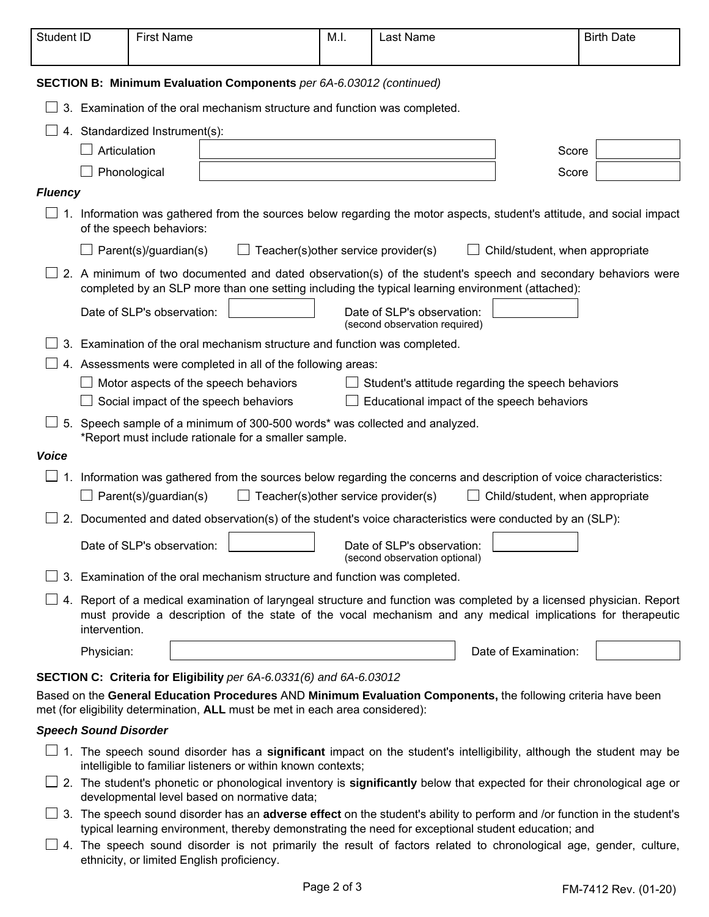| Student ID | First Name | M.I. | Last Name | Birth Date |
|---|---|---|---|---|
| | | | | |

**SECTION B: Minimum Evaluation Components** *per 6A-6.03012 (continued)*

☐ 3. Examination of the oral mechanism structure and function was completed.

☐ 4. Standardized Instrument(s):

☐ Articulation ______ Score ______

☐ Phonological ______ Score ______

***Fluency***

☐ 1. Information was gathered from the sources below regarding the motor aspects, student's attitude, and social impact of the speech behaviors:

☐ Parent(s)/guardian(s) ☐ Teacher(s)other service provider(s) ☐ Child/student, when appropriate

☐ 2. A minimum of two documented and dated observation(s) of the student's speech and secondary behaviors were completed by an SLP more than one setting including the typical learning environment (attached):

Date of SLP's observation: ______ Date of SLP's observation: ______
(second observation required)

☐ 3. Examination of the oral mechanism structure and function was completed.

☐ 4. Assessments were completed in all of the following areas:

☐ Motor aspects of the speech behaviors ☐ Student's attitude regarding the speech behaviors

☐ Social impact of the speech behaviors ☐ Educational impact of the speech behaviors

☐ 5. Speech sample of a minimum of 300-500 words* was collected and analyzed.
*Report must include rationale for a smaller sample.

***Voice***

☐ 1. Information was gathered from the sources below regarding the concerns and description of voice characteristics:

☐ Parent(s)/guardian(s) ☐ Teacher(s)other service provider(s) ☐ Child/student, when appropriate

☐ 2. Documented and dated observation(s) of the student's voice characteristics were conducted by an (SLP):

Date of SLP's observation: ______ Date of SLP's observation: ______
(second observation optional)

☐ 3. Examination of the oral mechanism structure and function was completed.

☐ 4. Report of a medical examination of laryngeal structure and function was completed by a licensed physician. Report must provide a description of the state of the vocal mechanism and any medical implications for therapeutic intervention.

Physician: ______ Date of Examination: ______

**SECTION C: Criteria for Eligibility** *per 6A-6.0331(6) and 6A-6.03012*

Based on the **General Education Procedures** AND **Minimum Evaluation Components,** the following criteria have been met (for eligibility determination, **ALL** must be met in each area considered):

***Speech Sound Disorder***

☐ 1. The speech sound disorder has a **significant** impact on the student's intelligibility, although the student may be intelligible to familiar listeners or within known contexts;

☐ 2. The student's phonetic or phonological inventory is **significantly** below that expected for their chronological age or developmental level based on normative data;

☐ 3. The speech sound disorder has an **adverse effect** on the student's ability to perform and /or function in the student's typical learning environment, thereby demonstrating the need for exceptional student education; and

☐ 4. The speech sound disorder is not primarily the result of factors related to chronological age, gender, culture, ethnicity, or limited English proficiency.

FM-7412 Rev. (01-20)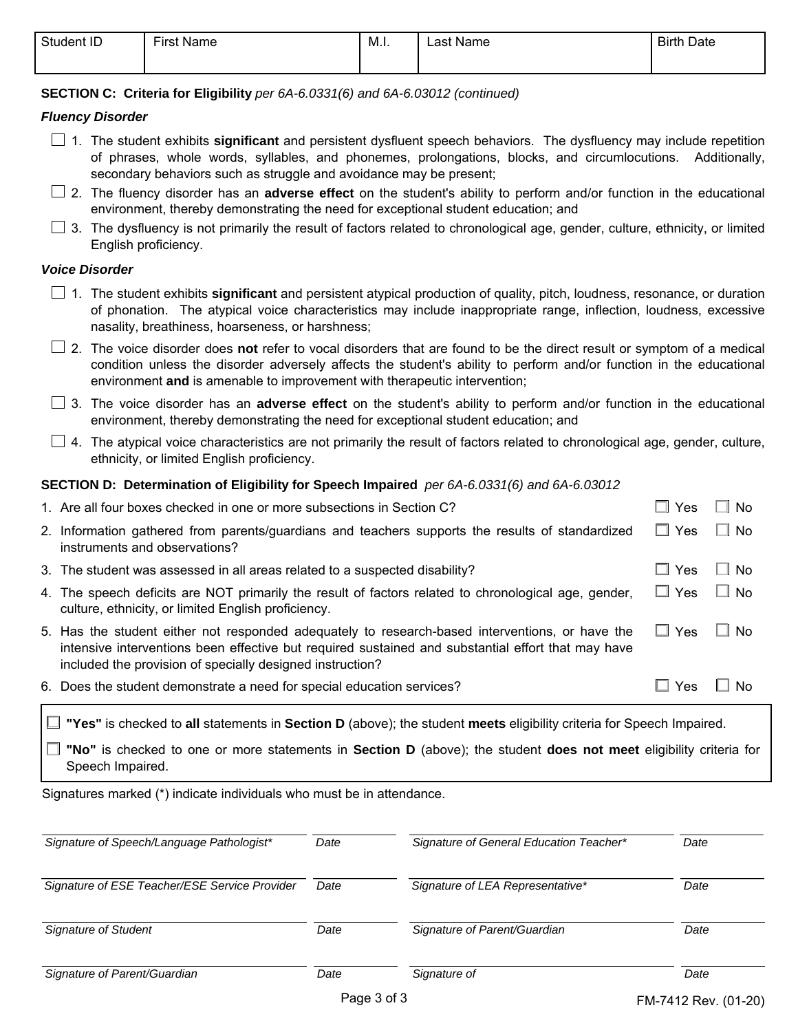| Student ID | First Name | M.I. | Last Name | Birth Date |
|---|---|---|---|---|
| | | | | |

**SECTION C: Criteria for Eligibility** *per 6A-6.0331(6) and 6A-6.03012 (continued)*

***Fluency Disorder***

- ☐ 1. The student exhibits **significant** and persistent dysfluent speech behaviors. The dysfluency may include repetition of phrases, whole words, syllables, and phonemes, prolongations, blocks, and circumlocutions. Additionally, secondary behaviors such as struggle and avoidance may be present;
- ☐ 2. The fluency disorder has an **adverse effect** on the student's ability to perform and/or function in the educational environment, thereby demonstrating the need for exceptional student education; and
- ☐ 3. The dysfluency is not primarily the result of factors related to chronological age, gender, culture, ethnicity, or limited English proficiency.

***Voice Disorder***

- ☐ 1. The student exhibits **significant** and persistent atypical production of quality, pitch, loudness, resonance, or duration of phonation. The atypical voice characteristics may include inappropriate range, inflection, loudness, excessive nasality, breathiness, hoarseness, or harshness;
- ☐ 2. The voice disorder does **not** refer to vocal disorders that are found to be the direct result or symptom of a medical condition unless the disorder adversely affects the student's ability to perform and/or function in the educational environment **and** is amenable to improvement with therapeutic intervention;
- ☐ 3. The voice disorder has an **adverse effect** on the student's ability to perform and/or function in the educational environment, thereby demonstrating the need for exceptional student education; and
- ☐ 4. The atypical voice characteristics are not primarily the result of factors related to chronological age, gender, culture, ethnicity, or limited English proficiency.

**SECTION D: Determination of Eligibility for Speech Impaired** *per 6A-6.0331(6) and 6A-6.03012*

| | | |
|---|---|---|
| 1. Are all four boxes checked in one or more subsections in Section C? | ☐ Yes | ☐ No |
| 2. Information gathered from parents/guardians and teachers supports the results of standardized instruments and observations? | ☐ Yes | ☐ No |
| 3. The student was assessed in all areas related to a suspected disability? | ☐ Yes | ☐ No |
| 4. The speech deficits are NOT primarily the result of factors related to chronological age, gender, culture, ethnicity, or limited English proficiency. | ☐ Yes | ☐ No |
| 5. Has the student either not responded adequately to research-based interventions, or have the intensive interventions been effective but required sustained and substantial effort that may have included the provision of specially designed instruction? | ☐ Yes | ☐ No |
| 6. Does the student demonstrate a need for special education services? | ☐ Yes | ☐ No |

☐ **"Yes"** is checked to **all** statements in **Section D** (above); the student **meets** eligibility criteria for Speech Impaired.

☐ **"No"** is checked to one or more statements in **Section D** (above); the student **does not meet** eligibility criteria for Speech Impaired.

Signatures marked (*) indicate individuals who must be in attendance.

| | | | |
|---|---|---|---|
| *Signature of Speech/Language Pathologist** | *Date* | *Signature of General Education Teacher** | *Date* |
| *Signature of ESE Teacher/ESE Service Provider* | *Date* | *Signature of LEA Representative** | *Date* |
| *Signature of Student* | *Date* | *Signature of Parent/Guardian* | *Date* |
| *Signature of Parent/Guardian* | *Date* | *Signature of* | *Date* |

FM-7412 Rev. (01-20)